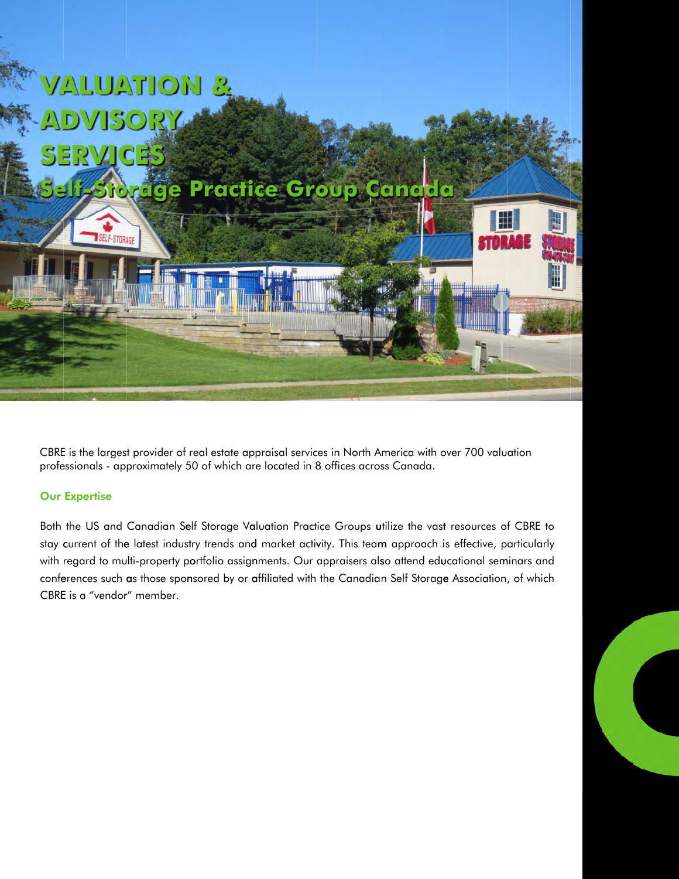# VALUATION & ADVISORY SERVICES

## Self-Storage Practice Group Canada

CBRE is the largest provider of real estate appraisal services in North America with over 700 valuation professionals - approximately 50 of which are located in 8 offices across Canada.

### Our Expertise

Both the US and Canadian Self Storage Valuation Practice Groups utilize the vast resources of CBRE to stay current of the latest industry trends and market activity. This team approach is effective, particularly with regard to multi-property portfolio assignments. Our appraisers also attend educational seminars and conferences such as those sponsored by or affiliated with the Canadian Self Storage Association, of which CBRE is a "vendor" member.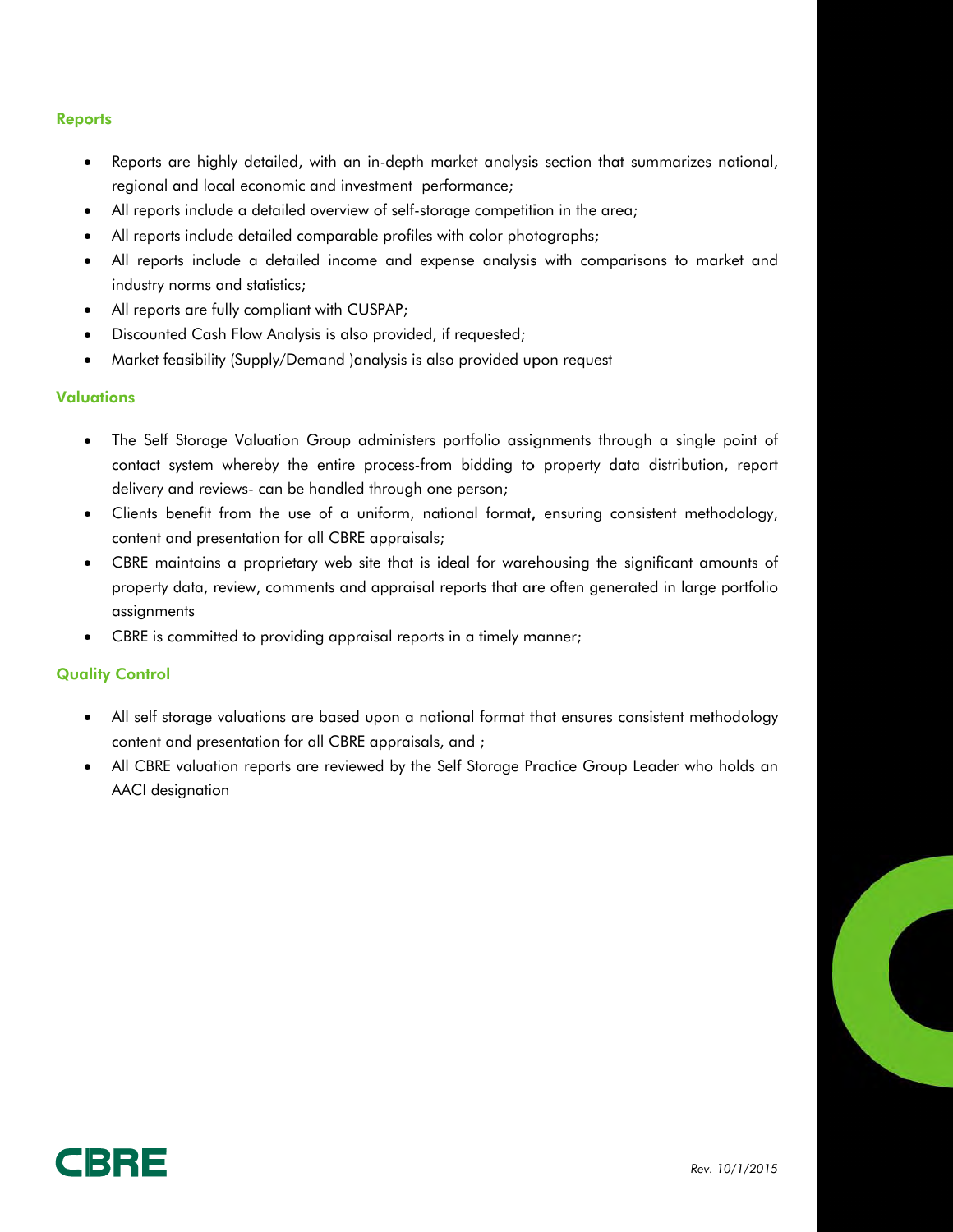### Reports

- Reports are highly detailed, with an in-depth market analysis section that summarizes national, regional and local economic and investment performance;
- All reports include a detailed overview of self-storage competition in the area;
- All reports include detailed comparable profiles with color photographs;
- All reports include a detailed income and expense analysis with comparisons to market and industry norms and statistics;
- All reports are fully compliant with CUSPAP;
- Discounted Cash Flow Analysis is also provided, if requested;
- Market feasibility (Supply/Demand )analysis is also provided upon request

### Valuations

- The Self Storage Valuation Group administers portfolio assignments through a single point of contact system whereby the entire process-from bidding to property data distribution, report delivery and reviews- can be handled through one person;
- Clients benefit from the use of a uniform, national format, ensuring consistent methodology, content and presentation for all CBRE appraisals;
- CBRE maintains a proprietary web site that is ideal for warehousing the significant amounts of property data, review, comments and appraisal reports that are often generated in large portfolio assignments
- CBRE is committed to providing appraisal reports in a timely manner;

### Quality Control

- All self storage valuations are based upon a national format that ensures consistent methodology content and presentation for all CBRE appraisals, and ;
- All CBRE valuation reports are reviewed by the Self Storage Practice Group Leader who holds an AACI designation

CBRE

*Rev. 10/1/2015*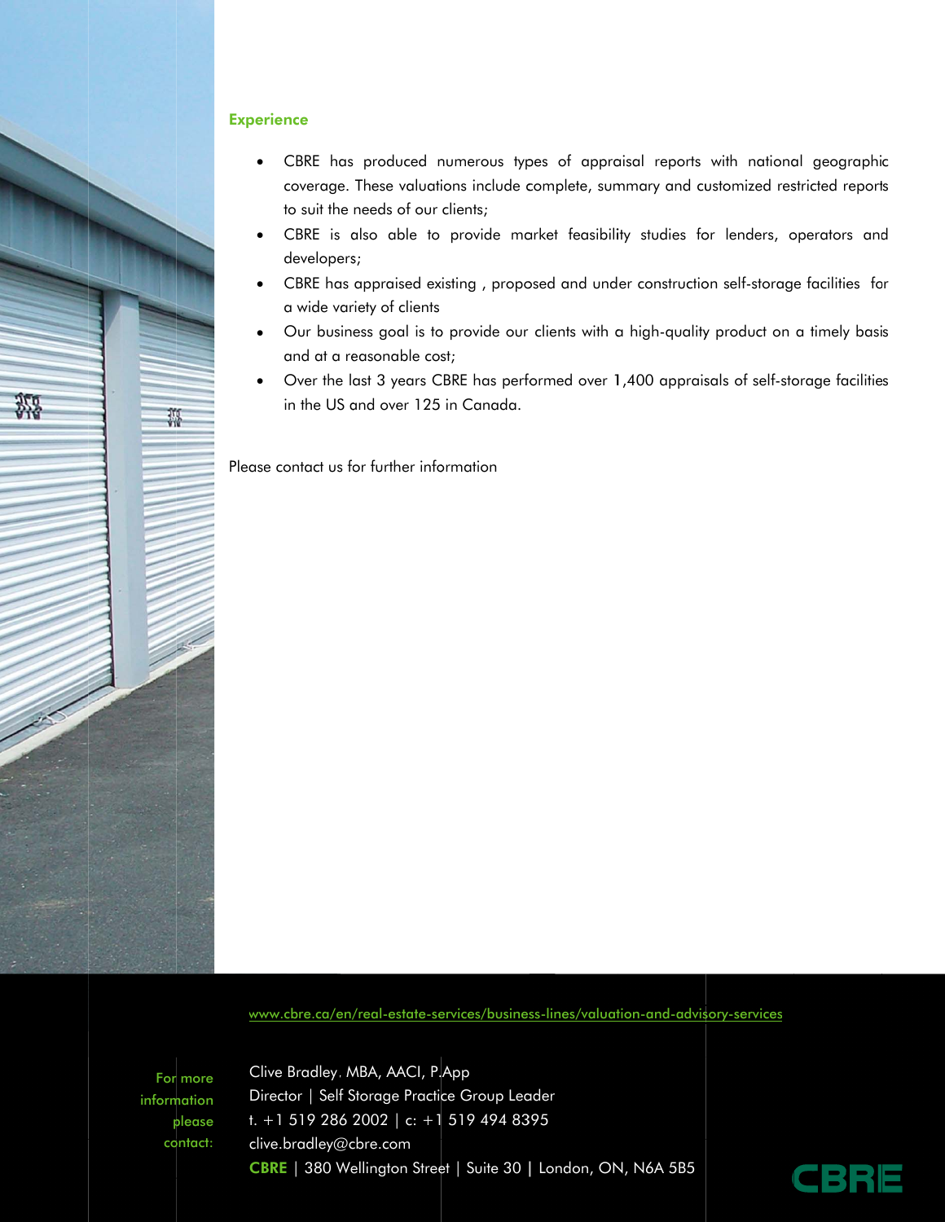## Experience

- CBRE has produced numerous types of appraisal reports with national geographic coverage. These valuations include complete, summary and customized restricted reports to suit the needs of our clients;
- CBRE is also able to provide market feasibility studies for lenders, operators and developers;
- CBRE has appraised existing , proposed and under construction self-storage facilities for a wide variety of clients
- Our business goal is to provide our clients with a high-quality product on a timely basis and at a reasonable cost;
- Over the last 3 years CBRE has performed over 1,400 appraisals of self-storage facilities in the US and over 125 in Canada.

Please contact us for further information

www.cbre.ca/en/real-estate-services/business-lines/valuation-and-advisory-services

For more information please contact:

Clive Bradley. MBA, AACI, P.App
Director | Self Storage Practice Group Leader
t. +1 519 286 2002 | c: +1 519 494 8395
clive.bradley@cbre.com
**CBRE** | 380 Wellington Street | Suite 30 | London, ON, N6A 5B5

CBRE